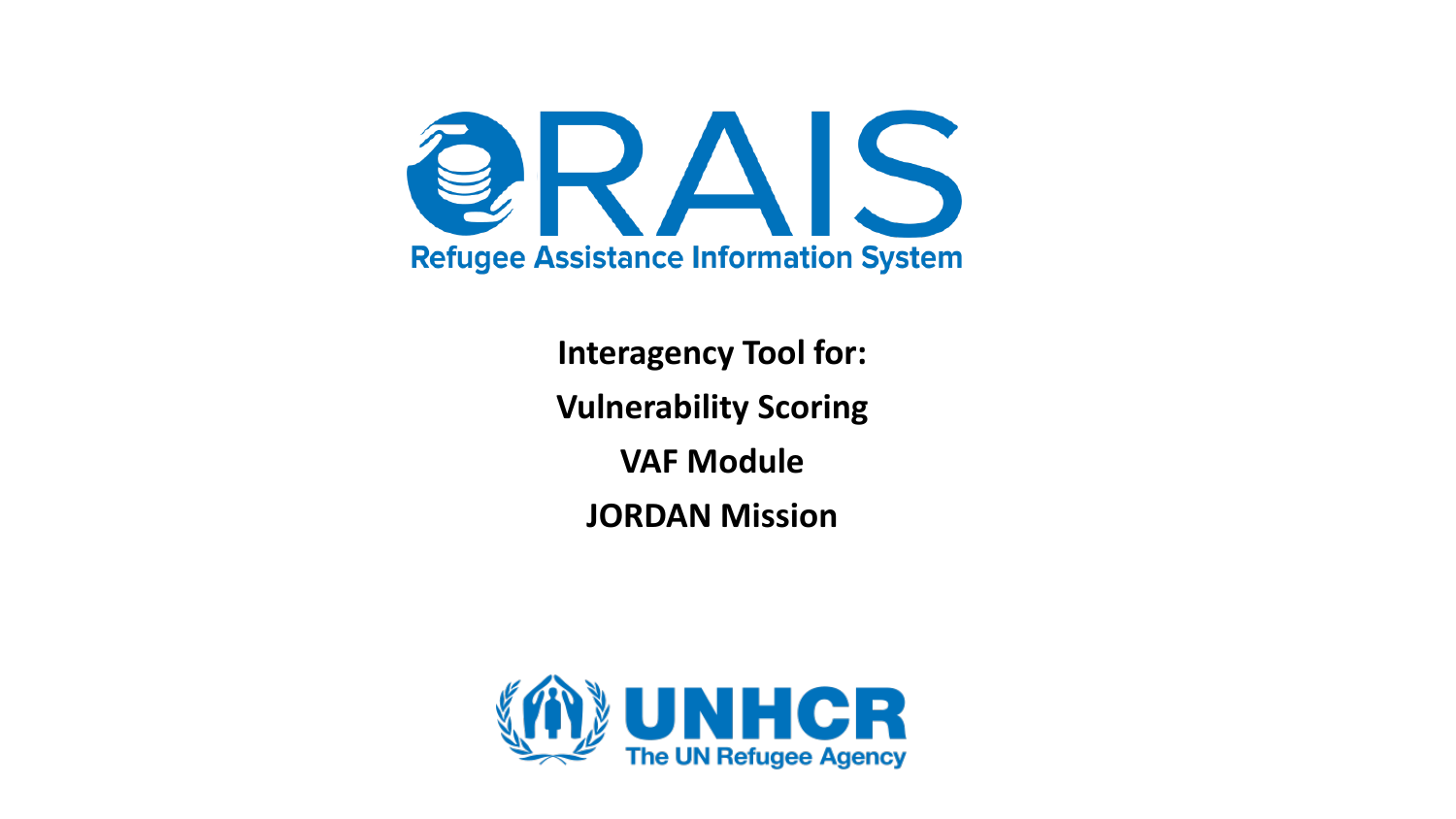# RAIS

**Refugee Assistance Information System**

**Interagency Tool for:**

**Vulnerability Scoring**

**VAF Module**

**JORDAN Mission**

**UNHCR**

**The UN Refugee Agency**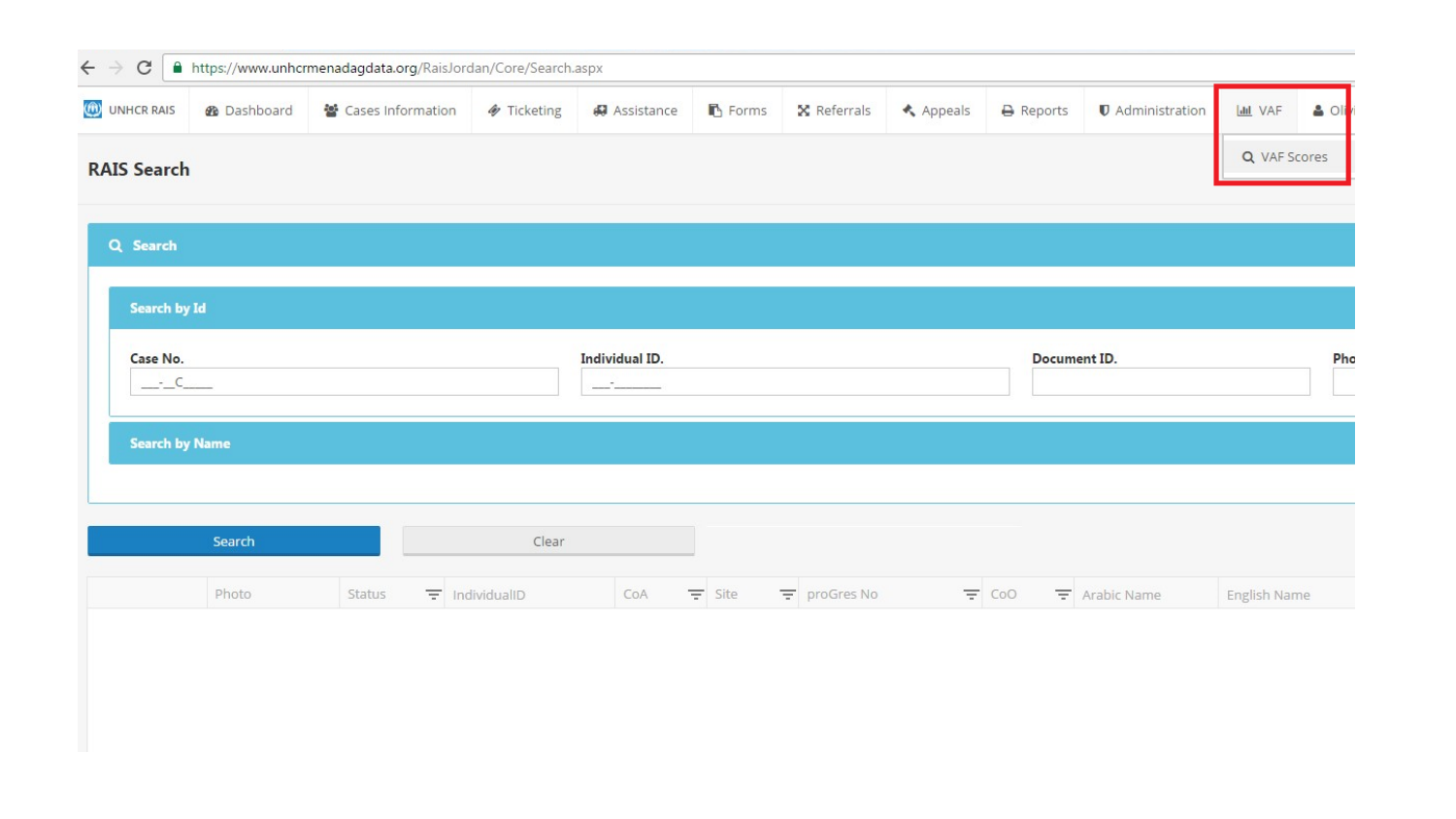https://www.unhcrmenadagdata.org/RaisJordan/Core/Search.aspx

UNHCR RAIS | Dashboard | Cases Information | Ticketing | Assistance | Forms | Referrals | Appeals | Reports | Administration | VAF | Ol

VAF Scores

## RAIS Search

**Search**

**Search by Id**

| Case No. | Individual ID. | Document ID. | Pho |
|---|---|---|---|
| ___-__C_____ | ___-_______ | | |

**Search by Name**

Search | Clear

| | Photo | Status | IndividualID | CoA | Site | proGres No | CoO | Arabic Name | English Name |
|---|---|---|---|---|---|---|---|---|---|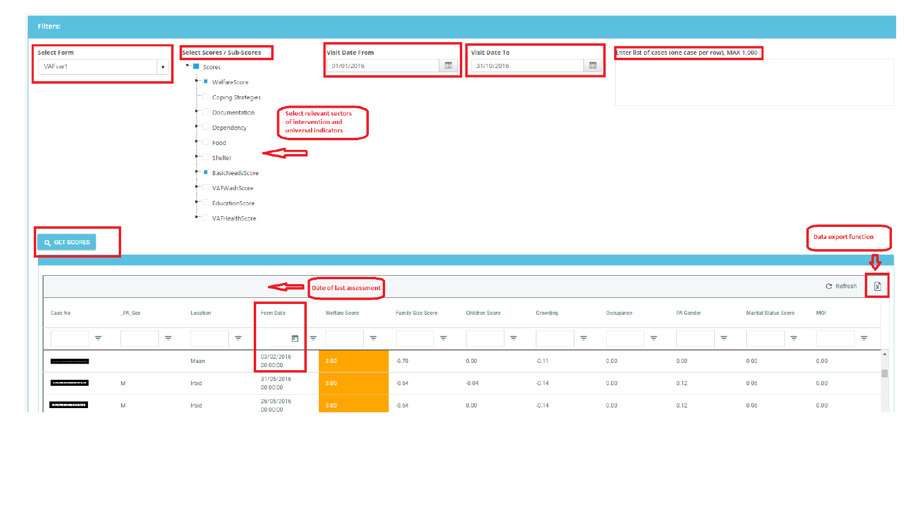**Filters:**

**Select Form**

VAFver1

**Select Scores / Sub-Scores**

- Scores
  - WelfareScore
  - Coping Strategies
  - Documentation
  - Dependency
  - Food
  - Shelter
  - BasicNeedsScore
  - VAFWashScore
  - EducationScore
  - VAFHealthScore

Select relevant sectors of intervention and universal indicators

**Visit Date From**

01/01/2016

**Visit Date To**

31/10/2016

**Enter list of cases (one case per row), MAX 1,000**

GET SCORES

Data export function

Date of last assessment

Refresh

| Case No | _PA_Sex | Location | Form Date | Welfare Score | Family Size Score | Children Score | Crowding | Occupancy | PA Gender | Marital Status Score | MOI |
|---|---|---|---|---|---|---|---|---|---|---|---|
| | | Maan | 03/02/2016 00:00:00 | 3.00 | 0.70 | 0.00 | 0.11 | 0.00 | 0.00 | 0.00 | 0.00 |
| | M | Irbid | 31/05/2016 00:00:00 | 3.00 | 0.64 | 0.04 | 0.14 | 0.00 | 0.12 | 0.06 | 0.00 |
| | M | Irbid | 26/05/2016 00:00:00 | 3.00 | 0.64 | 0.00 | 0.14 | 0.00 | 0.12 | 0.06 | 0.00 |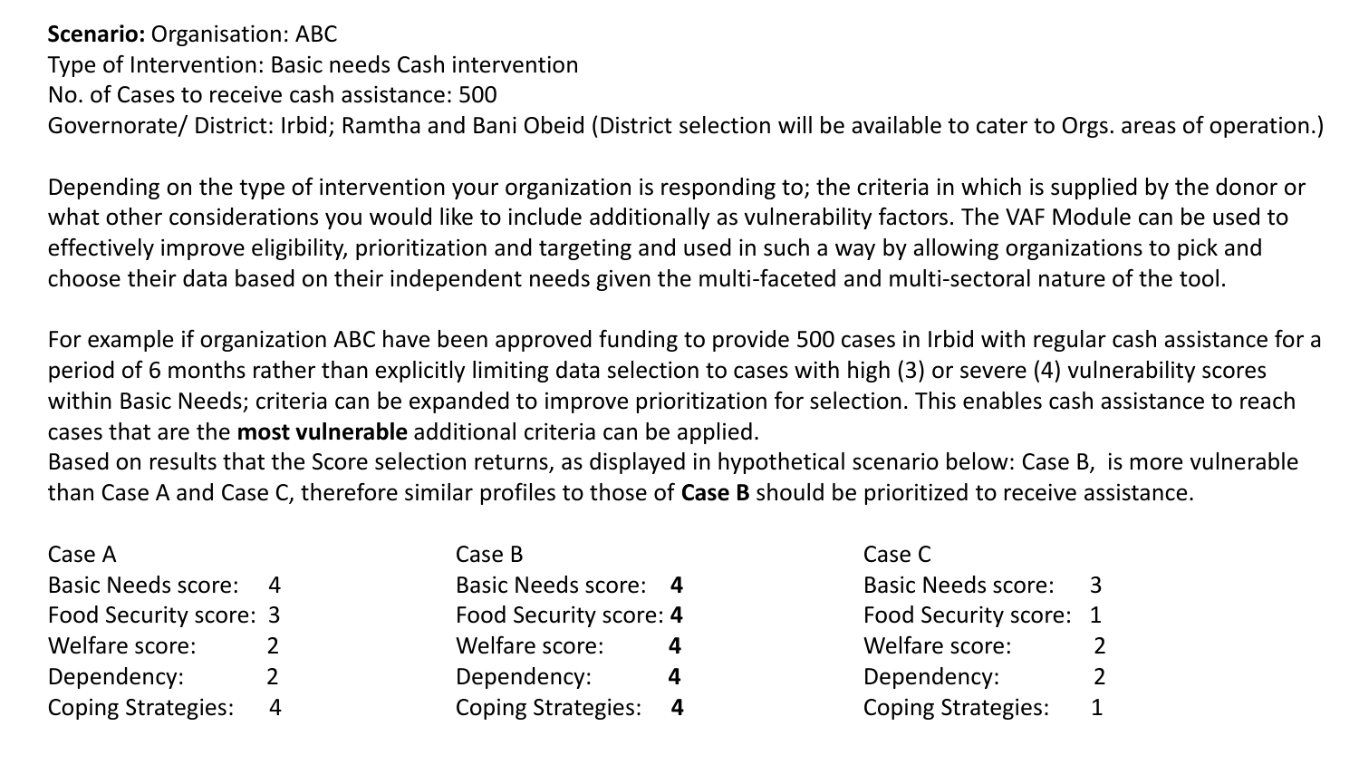**Scenario:** Organisation: ABC
Type of Intervention: Basic needs Cash intervention
No. of Cases to receive cash assistance: 500
Governorate/ District: Irbid; Ramtha and Bani Obeid (District selection will be available to cater to Orgs. areas of operation.)

Depending on the type of intervention your organization is responding to; the criteria in which is supplied by the donor or what other considerations you would like to include additionally as vulnerability factors. The VAF Module can be used to effectively improve eligibility, prioritization and targeting and used in such a way by allowing organizations to pick and choose their data based on their independent needs given the multi-faceted and multi-sectoral nature of the tool.

For example if organization ABC have been approved funding to provide 500 cases in Irbid with regular cash assistance for a period of 6 months rather than explicitly limiting data selection to cases with high (3) or severe (4) vulnerability scores within Basic Needs; criteria can be expanded to improve prioritization for selection. This enables cash assistance to reach cases that are the **most vulnerable** additional criteria can be applied.
Based on results that the Score selection returns, as displayed in hypothetical scenario below: Case B, is more vulnerable than Case A and Case C, therefore similar profiles to those of **Case B** should be prioritized to receive assistance.

| Case A | | Case B | | Case C | |
|---|---|---|---|---|---|
| Basic Needs score: | 4 | Basic Needs score: | **4** | Basic Needs score: | 3 |
| Food Security score: | 3 | Food Security score: | **4** | Food Security score: | 1 |
| Welfare score: | 2 | Welfare score: | **4** | Welfare score: | 2 |
| Dependency: | 2 | Dependency: | **4** | Dependency: | 2 |
| Coping Strategies: | 4 | Coping Strategies: | **4** | Coping Strategies: | 1 |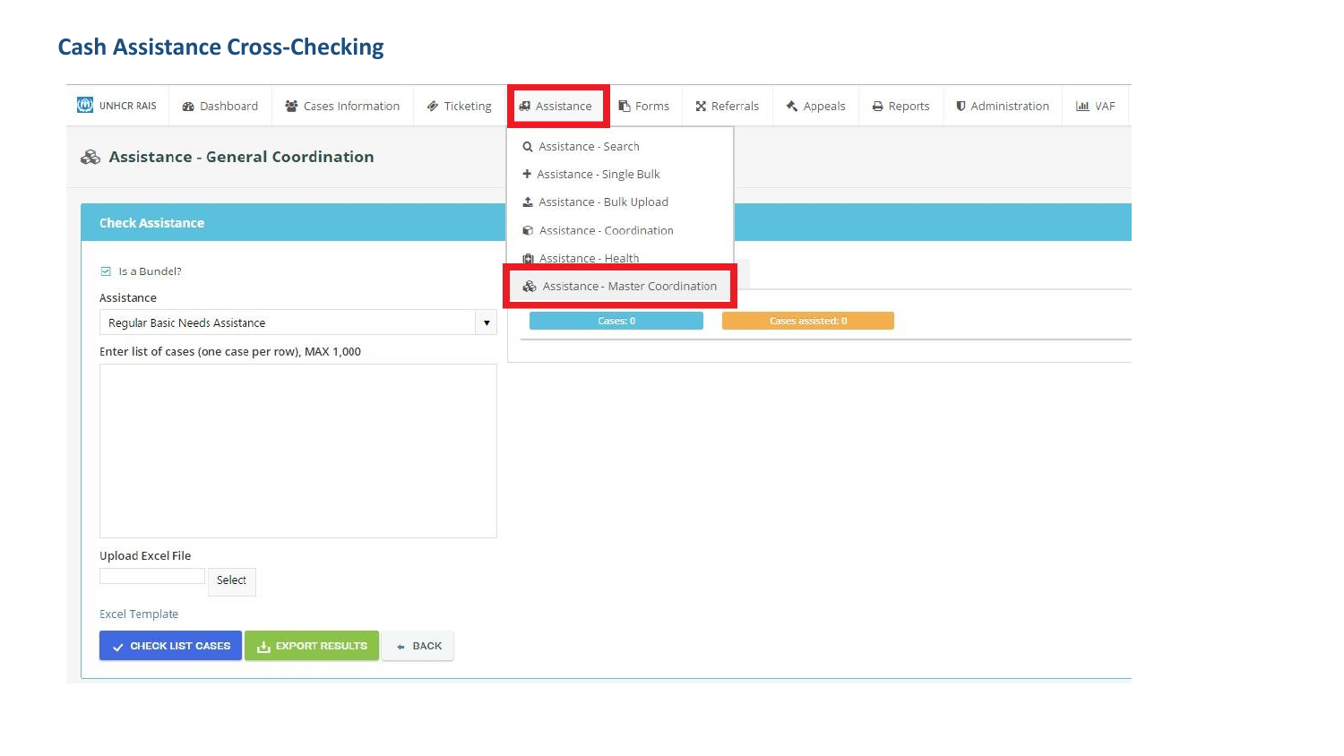## Cash Assistance Cross-Checking

UNHCR RAIS | Dashboard | Cases Information | Ticketing | Assistance | Forms | Referrals | Appeals | Reports | Administration | VAF

- Assistance - Search
- Assistance - Single Bulk
- Assistance - Bulk Upload
- Assistance - Coordination
- Assistance - Health
- Assistance - Master Coordination

### Assistance - General Coordination

**Check Assistance**

☑ Is a Bundel?

Assistance

Regular Basic Needs Assistance

Enter list of cases (one case per row), MAX 1,000

Upload Excel File

Select

Excel Template

CHECK LIST CASES | EXPORT RESULTS | BACK

Cases: 0 | Cases assisted: 0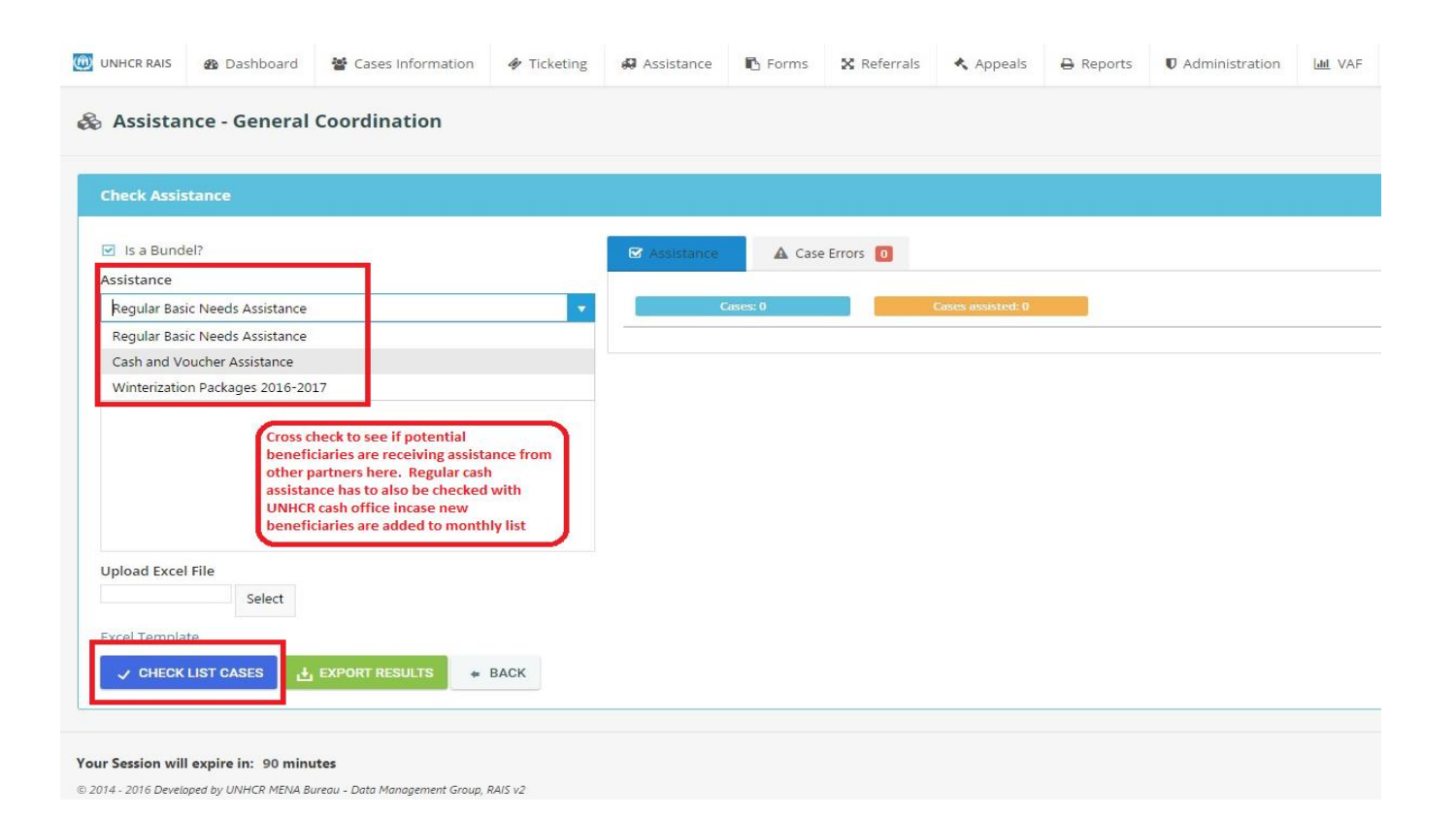UNHCR RAIS | Dashboard | Cases Information | Ticketing | Assistance | Forms | Referrals | Appeals | Reports | Administration | VAF

# Assistance - General Coordination

**Check Assistance**

Is a Bundel?

Assistance

Regular Basic Needs Assistance

- Regular Basic Needs Assistance
- Cash and Voucher Assistance
- Winterization Packages 2016-2017

Cross check to see if potential beneficiaries are receiving assistance from other partners here. Regular cash assistance has to also be checked with UNHCR cash office incase new beneficiaries are added to monthly list

Assistance | Case Errors 0

Cases: 0 | Cases assisted: 0

Upload Excel File

Select

Excel Template

CHECK LIST CASES | EXPORT RESULTS | BACK

**Your Session will expire in: 90 minutes**

*© 2014 - 2016 Developed by UNHCR MENA Bureau - Data Management Group, RAIS v2*